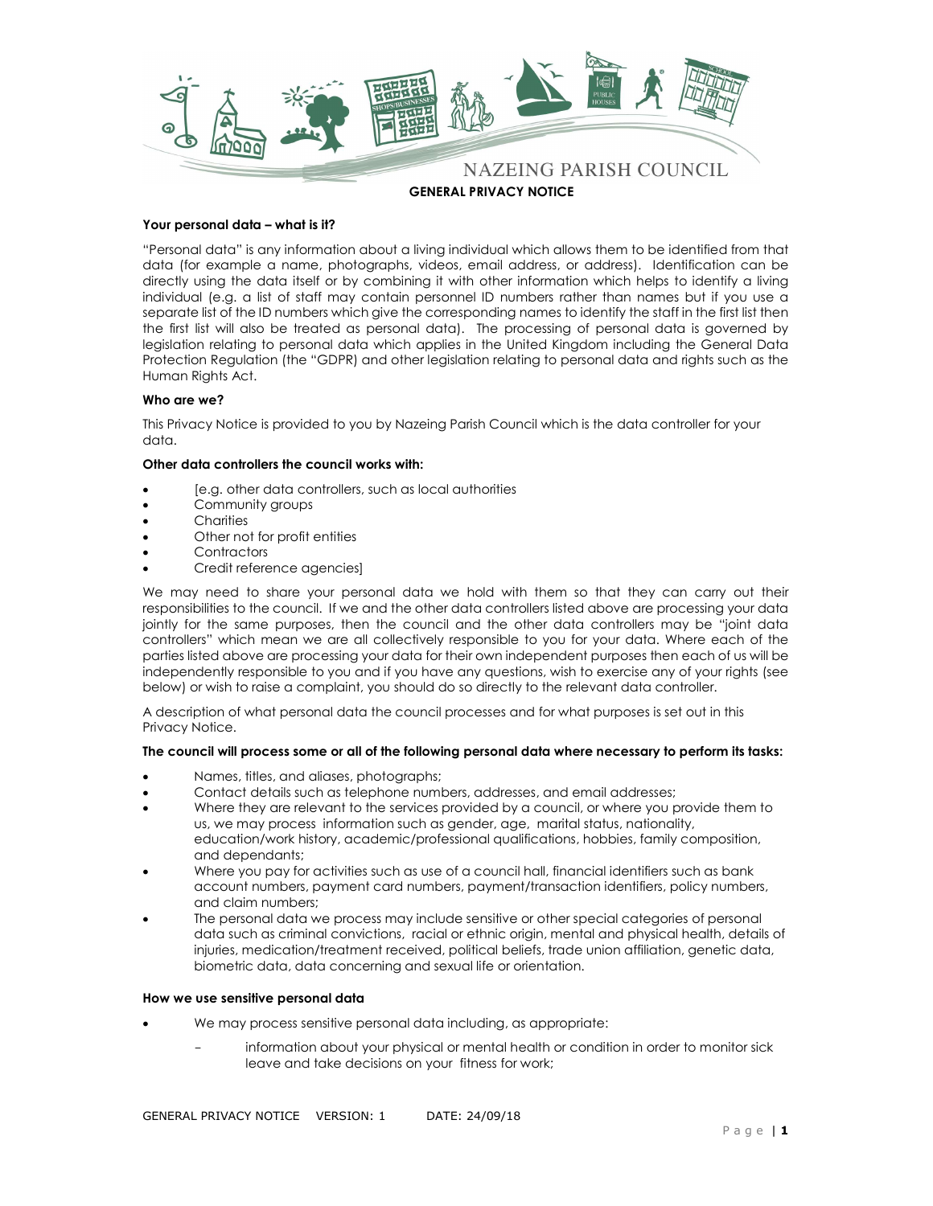NAZEING PARISH COUNCIL

# GENERAL PRIVACY NOTICE

### Your personal data – what is it?

"Personal data" is any information about a living individual which allows them to be identified from that data (for example a name, photographs, videos, email address, or address). Identification can be directly using the data itself or by combining it with other information which helps to identify a living individual (e.g. a list of staff may contain personnel ID numbers rather than names but if you use a separate list of the ID numbers which give the corresponding names to identify the staff in the first list then the first list will also be treated as personal data). The processing of personal data is governed by legislation relating to personal data which applies in the United Kingdom including the General Data Protection Regulation (the "GDPR) and other legislation relating to personal data and rights such as the Human Rights Act.

### Who are we?

This Privacy Notice is provided to you by Nazeing Parish Council which is the data controller for your data.

### Other data controllers the council works with:

- [e.g. other data controllers, such as local authorities
- Community groups
- Charities
- Other not for profit entities
- Contractors
- Credit reference agencies]

We may need to share your personal data we hold with them so that they can carry out their responsibilities to the council. If we and the other data controllers listed above are processing your data jointly for the same purposes, then the council and the other data controllers may be "joint data controllers" which mean we are all collectively responsible to you for your data. Where each of the parties listed above are processing your data for their own independent purposes then each of us will be independently responsible to you and if you have any questions, wish to exercise any of your rights (see below) or wish to raise a complaint, you should do so directly to the relevant data controller.

A description of what personal data the council processes and for what purposes is set out in this Privacy Notice.

### The council will process some or all of the following personal data where necessary to perform its tasks:

- Names, titles, and aliases, photographs;
- Contact details such as telephone numbers, addresses, and email addresses;
- Where they are relevant to the services provided by a council, or where you provide them to us, we may process information such as gender, age, marital status, nationality, education/work history, academic/professional qualifications, hobbies, family composition, and dependants;
- Where you pay for activities such as use of a council hall, financial identifiers such as bank account numbers, payment card numbers, payment/transaction identifiers, policy numbers, and claim numbers;
- The personal data we process may include sensitive or other special categories of personal data such as criminal convictions, racial or ethnic origin, mental and physical health, details of injuries, medication/treatment received, political beliefs, trade union affiliation, genetic data, biometric data, data concerning and sexual life or orientation.

### How we use sensitive personal data

- We may process sensitive personal data including, as appropriate:
  - information about your physical or mental health or condition in order to monitor sick leave and take decisions on your fitness for work;

GENERAL PRIVACY NOTICE VERSION: 1 DATE: 24/09/18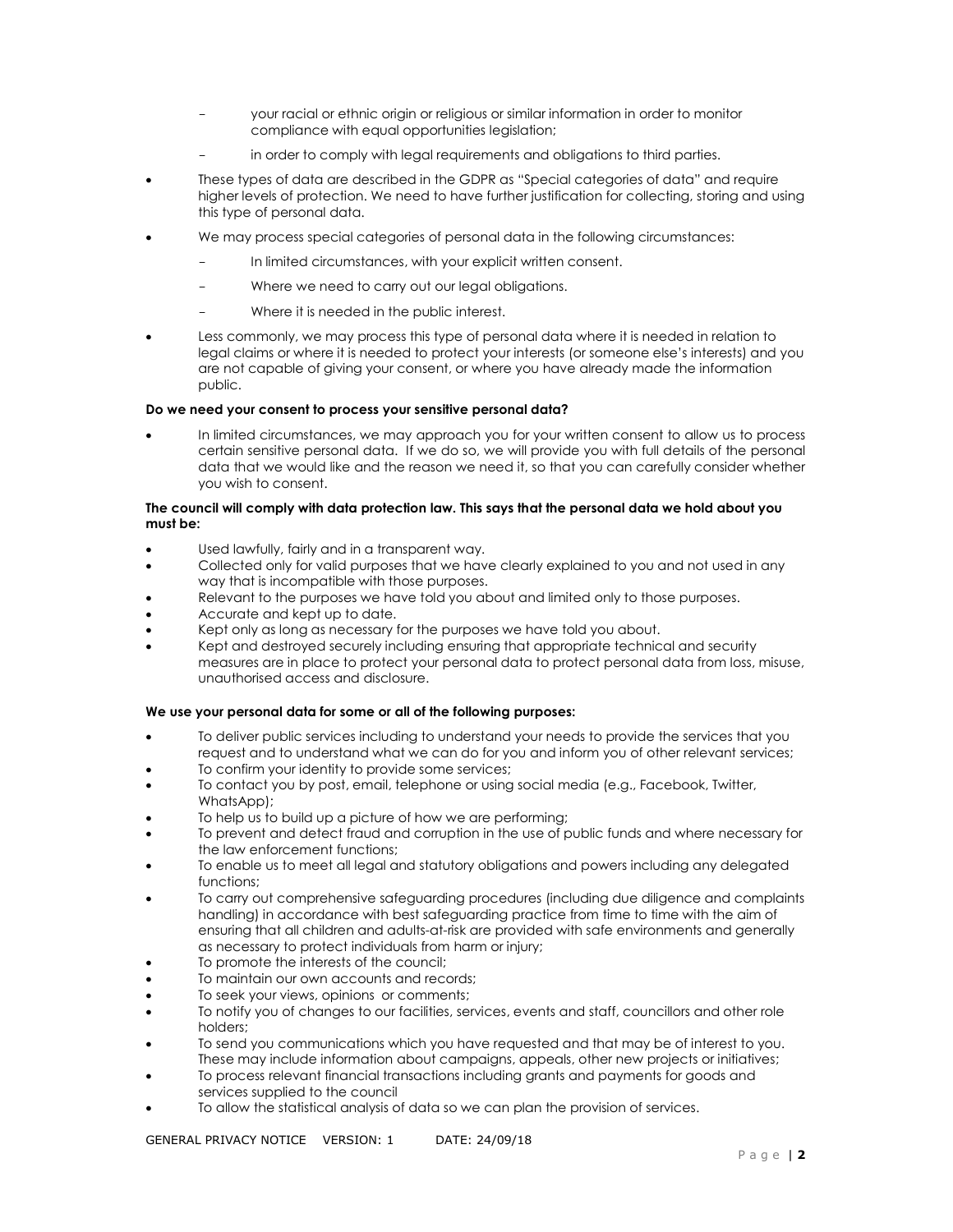- your racial or ethnic origin or religious or similar information in order to monitor compliance with equal opportunities legislation;
  - in order to comply with legal requirements and obligations to third parties.

- These types of data are described in the GDPR as "Special categories of data" and require higher levels of protection. We need to have further justification for collecting, storing and using this type of personal data.
- We may process special categories of personal data in the following circumstances:
  - In limited circumstances, with your explicit written consent.
  - Where we need to carry out our legal obligations.
  - Where it is needed in the public interest.
- Less commonly, we may process this type of personal data where it is needed in relation to legal claims or where it is needed to protect your interests (or someone else's interests) and you are not capable of giving your consent, or where you have already made the information public.

**Do we need your consent to process your sensitive personal data?**

- In limited circumstances, we may approach you for your written consent to allow us to process certain sensitive personal data. If we do so, we will provide you with full details of the personal data that we would like and the reason we need it, so that you can carefully consider whether you wish to consent.

**The council will comply with data protection law. This says that the personal data we hold about you must be:**

- Used lawfully, fairly and in a transparent way.
- Collected only for valid purposes that we have clearly explained to you and not used in any way that is incompatible with those purposes.
- Relevant to the purposes we have told you about and limited only to those purposes.
- Accurate and kept up to date.
- Kept only as long as necessary for the purposes we have told you about.
- Kept and destroyed securely including ensuring that appropriate technical and security measures are in place to protect your personal data to protect personal data from loss, misuse, unauthorised access and disclosure.

**We use your personal data for some or all of the following purposes:**

- To deliver public services including to understand your needs to provide the services that you request and to understand what we can do for you and inform you of other relevant services;
- To confirm your identity to provide some services;
- To contact you by post, email, telephone or using social media (e.g., Facebook, Twitter, WhatsApp);
- To help us to build up a picture of how we are performing;
- To prevent and detect fraud and corruption in the use of public funds and where necessary for the law enforcement functions;
- To enable us to meet all legal and statutory obligations and powers including any delegated functions;
- To carry out comprehensive safeguarding procedures (including due diligence and complaints handling) in accordance with best safeguarding practice from time to time with the aim of ensuring that all children and adults-at-risk are provided with safe environments and generally as necessary to protect individuals from harm or injury;
- To promote the interests of the council;
- To maintain our own accounts and records;
- To seek your views, opinions or comments;
- To notify you of changes to our facilities, services, events and staff, councillors and other role holders;
- To send you communications which you have requested and that may be of interest to you. These may include information about campaigns, appeals, other new projects or initiatives;
- To process relevant financial transactions including grants and payments for goods and services supplied to the council
- To allow the statistical analysis of data so we can plan the provision of services.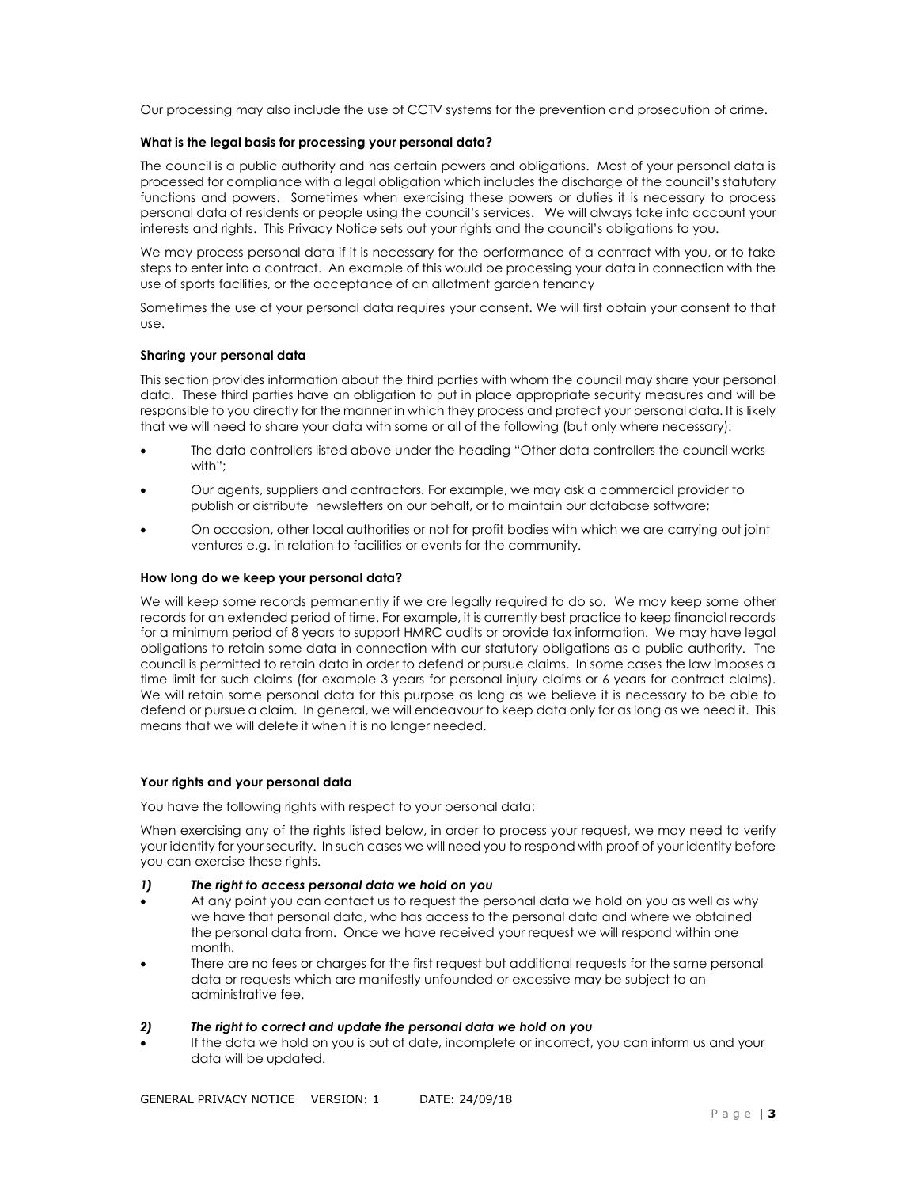Our processing may also include the use of CCTV systems for the prevention and prosecution of crime.

#### What is the legal basis for processing your personal data?

The council is a public authority and has certain powers and obligations. Most of your personal data is processed for compliance with a legal obligation which includes the discharge of the council's statutory functions and powers. Sometimes when exercising these powers or duties it is necessary to process personal data of residents or people using the council's services. We will always take into account your interests and rights. This Privacy Notice sets out your rights and the council's obligations to you.

We may process personal data if it is necessary for the performance of a contract with you, or to take steps to enter into a contract. An example of this would be processing your data in connection with the use of sports facilities, or the acceptance of an allotment garden tenancy

Sometimes the use of your personal data requires your consent. We will first obtain your consent to that use.

#### Sharing your personal data

This section provides information about the third parties with whom the council may share your personal data. These third parties have an obligation to put in place appropriate security measures and will be responsible to you directly for the manner in which they process and protect your personal data. It is likely that we will need to share your data with some or all of the following (but only where necessary):

- The data controllers listed above under the heading "Other data controllers the council works with";
- Our agents, suppliers and contractors. For example, we may ask a commercial provider to publish or distribute newsletters on our behalf, or to maintain our database software;
- On occasion, other local authorities or not for profit bodies with which we are carrying out joint ventures e.g. in relation to facilities or events for the community.

#### How long do we keep your personal data?

We will keep some records permanently if we are legally required to do so. We may keep some other records for an extended period of time. For example, it is currently best practice to keep financial records for a minimum period of 8 years to support HMRC audits or provide tax information. We may have legal obligations to retain some data in connection with our statutory obligations as a public authority. The council is permitted to retain data in order to defend or pursue claims. In some cases the law imposes a time limit for such claims (for example 3 years for personal injury claims or 6 years for contract claims). We will retain some personal data for this purpose as long as we believe it is necessary to be able to defend or pursue a claim. In general, we will endeavour to keep data only for as long as we need it. This means that we will delete it when it is no longer needed.

#### Your rights and your personal data

You have the following rights with respect to your personal data:

When exercising any of the rights listed below, in order to process your request, we may need to verify your identity for your security. In such cases we will need you to respond with proof of your identity before you can exercise these rights.

***1) The right to access personal data we hold on you***

- At any point you can contact us to request the personal data we hold on you as well as why we have that personal data, who has access to the personal data and where we obtained the personal data from. Once we have received your request we will respond within one month.
- There are no fees or charges for the first request but additional requests for the same personal data or requests which are manifestly unfounded or excessive may be subject to an administrative fee.

***2) The right to correct and update the personal data we hold on you***

- If the data we hold on you is out of date, incomplete or incorrect, you can inform us and your data will be updated.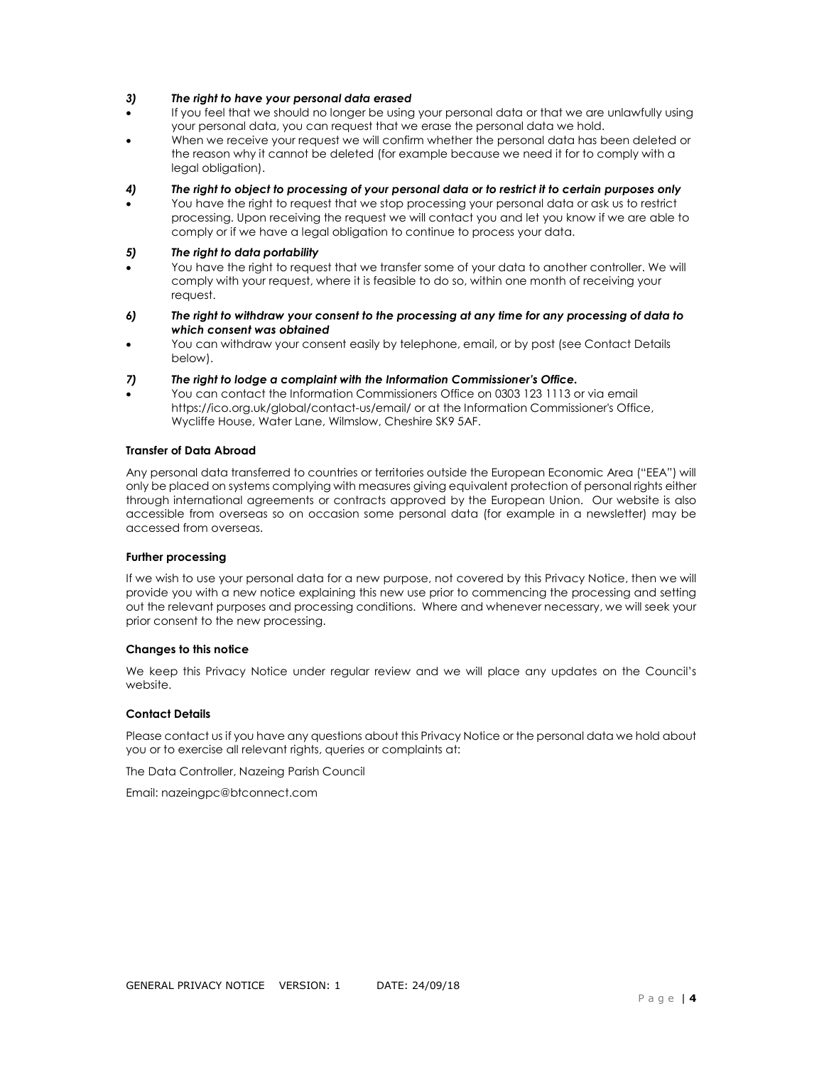### *3) The right to have your personal data erased*

- If you feel that we should no longer be using your personal data or that we are unlawfully using your personal data, you can request that we erase the personal data we hold.
- When we receive your request we will confirm whether the personal data has been deleted or the reason why it cannot be deleted (for example because we need it for to comply with a legal obligation).

### *4) The right to object to processing of your personal data or to restrict it to certain purposes only*

- You have the right to request that we stop processing your personal data or ask us to restrict processing. Upon receiving the request we will contact you and let you know if we are able to comply or if we have a legal obligation to continue to process your data.

### *5) The right to data portability*

- You have the right to request that we transfer some of your data to another controller. We will comply with your request, where it is feasible to do so, within one month of receiving your request.

### *6) The right to withdraw your consent to the processing at any time for any processing of data to which consent was obtained*

- You can withdraw your consent easily by telephone, email, or by post (see Contact Details below).

### *7) The right to lodge a complaint with the Information Commissioner's Office.*

- You can contact the Information Commissioners Office on 0303 123 1113 or via email https://ico.org.uk/global/contact-us/email/ or at the Information Commissioner's Office, Wycliffe House, Water Lane, Wilmslow, Cheshire SK9 5AF.

**Transfer of Data Abroad**

Any personal data transferred to countries or territories outside the European Economic Area ("EEA") will only be placed on systems complying with measures giving equivalent protection of personal rights either through international agreements or contracts approved by the European Union. Our website is also accessible from overseas so on occasion some personal data (for example in a newsletter) may be accessed from overseas.

**Further processing**

If we wish to use your personal data for a new purpose, not covered by this Privacy Notice, then we will provide you with a new notice explaining this new use prior to commencing the processing and setting out the relevant purposes and processing conditions. Where and whenever necessary, we will seek your prior consent to the new processing.

**Changes to this notice**

We keep this Privacy Notice under regular review and we will place any updates on the Council's website.

**Contact Details**

Please contact us if you have any questions about this Privacy Notice or the personal data we hold about you or to exercise all relevant rights, queries or complaints at:

The Data Controller, Nazeing Parish Council

Email: nazeingpc@btconnect.com